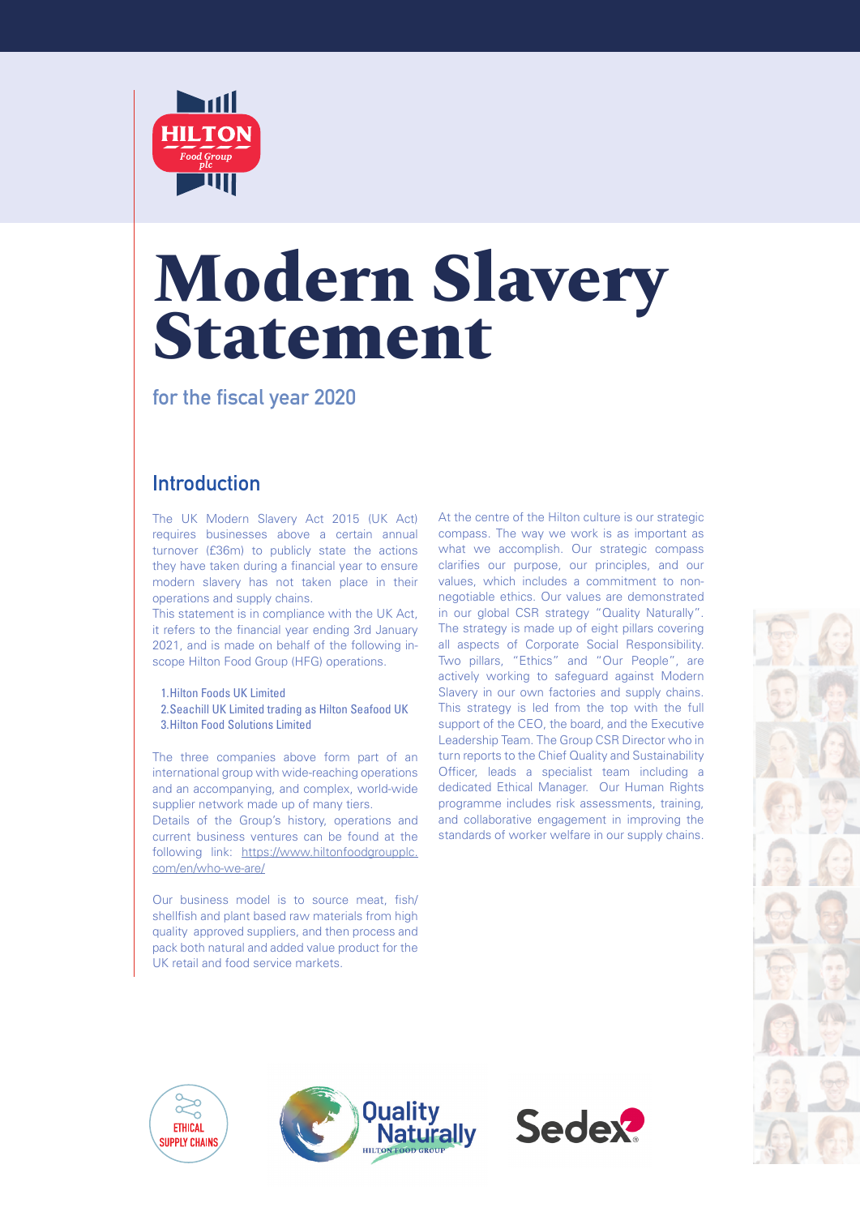# Modern Slavery Statement

for the fiscal year 2020

## Introduction

The UK Modern Slavery Act 2015 (UK Act) requires businesses above a certain annual turnover (£36m) to publicly state the actions they have taken during a financial year to ensure modern slavery has not taken place in their operations and supply chains.

This statement is in compliance with the UK Act, it refers to the financial year ending 3rd January 2021, and is made on behalf of the following in-scope Hilton Food Group (HFG) operations.

1. Hilton Foods UK Limited
2. Seachill UK Limited trading as Hilton Seafood UK
3. Hilton Food Solutions Limited

The three companies above form part of an international group with wide-reaching operations and an accompanying, and complex, world-wide supplier network made up of many tiers.

Details of the Group's history, operations and current business ventures can be found at the following link: https://www.hiltonfoodgroupplc.com/en/who-we-are/

Our business model is to source meat, fish/shellfish and plant based raw materials from high quality approved suppliers, and then process and pack both natural and added value product for the UK retail and food service markets.

At the centre of the Hilton culture is our strategic compass. The way we work is as important as what we accomplish. Our strategic compass clarifies our purpose, our principles, and our values, which includes a commitment to non-negotiable ethics. Our values are demonstrated in our global CSR strategy "Quality Naturally". The strategy is made up of eight pillars covering all aspects of Corporate Social Responsibility. Two pillars, "Ethics" and "Our People", are actively working to safeguard against Modern Slavery in our own factories and supply chains. This strategy is led from the top with the full support of the CEO, the board, and the Executive Leadership Team. The Group CSR Director who in turn reports to the Chief Quality and Sustainability Officer, leads a specialist team including a dedicated Ethical Manager. Our Human Rights programme includes risk assessments, training, and collaborative engagement in improving the standards of worker welfare in our supply chains.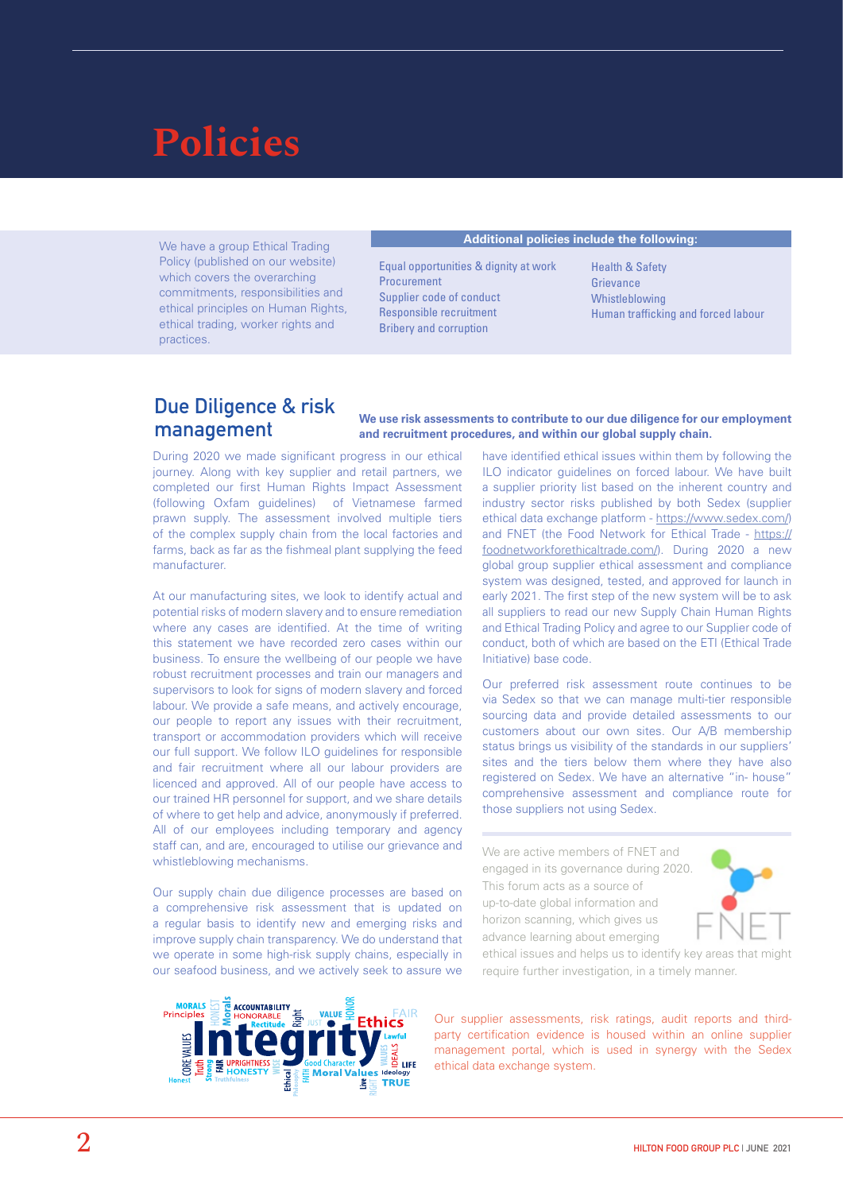# Policies

We have a group Ethical Trading Policy (published on our website) which covers the overarching commitments, responsibilities and ethical principles on Human Rights, ethical trading, worker rights and practices.

**Additional policies include the following:**

- Equal opportunities & dignity at work
- Procurement
- Supplier code of conduct
- Responsible recruitment
- Bribery and corruption
- Health & Safety
- Grievance
- Whistleblowing
- Human trafficking and forced labour

## Due Diligence & risk management

**We use risk assessments to contribute to our due diligence for our employment and recruitment procedures, and within our global supply chain.**

During 2020 we made significant progress in our ethical journey. Along with key supplier and retail partners, we completed our first Human Rights Impact Assessment (following Oxfam guidelines) of Vietnamese farmed prawn supply. The assessment involved multiple tiers of the complex supply chain from the local factories and farms, back as far as the fishmeal plant supplying the feed manufacturer.

At our manufacturing sites, we look to identify actual and potential risks of modern slavery and to ensure remediation where any cases are identified. At the time of writing this statement we have recorded zero cases within our business. To ensure the wellbeing of our people we have robust recruitment processes and train our managers and supervisors to look for signs of modern slavery and forced labour. We provide a safe means, and actively encourage, our people to report any issues with their recruitment, transport or accommodation providers which will receive our full support. We follow ILO guidelines for responsible and fair recruitment where all our labour providers are licenced and approved. All of our people have access to our trained HR personnel for support, and we share details of where to get help and advice, anonymously if preferred. All of our employees including temporary and agency staff can, and are, encouraged to utilise our grievance and whistleblowing mechanisms.

Our supply chain due diligence processes are based on a comprehensive risk assessment that is updated on a regular basis to identify new and emerging risks and improve supply chain transparency. We do understand that we operate in some high-risk supply chains, especially in our seafood business, and we actively seek to assure we have identified ethical issues within them by following the ILO indicator guidelines on forced labour. We have built a supplier priority list based on the inherent country and industry sector risks published by both Sedex (supplier ethical data exchange platform - https://www.sedex.com/) and FNET (the Food Network for Ethical Trade - https://foodnetworkforethicaltrade.com/). During 2020 a new global group supplier ethical assessment and compliance system was designed, tested, and approved for launch in early 2021. The first step of the new system will be to ask all suppliers to read our new Supply Chain Human Rights and Ethical Trading Policy and agree to our Supplier code of conduct, both of which are based on the ETI (Ethical Trade Initiative) base code.

Our preferred risk assessment route continues to be via Sedex so that we can manage multi-tier responsible sourcing data and provide detailed assessments to our customers about our own sites. Our A/B membership status brings us visibility of the standards in our suppliers' sites and the tiers below them where they have also registered on Sedex. We have an alternative "in- house" comprehensive assessment and compliance route for those suppliers not using Sedex.

We are active members of FNET and engaged in its governance during 2020. This forum acts as a source of up-to-date global information and horizon scanning, which gives us advance learning about emerging ethical issues and helps us to identify key areas that might require further investigation, in a timely manner.

Our supplier assessments, risk ratings, audit reports and third-party certification evidence is housed within an online supplier management portal, which is used in synergy with the Sedex ethical data exchange system.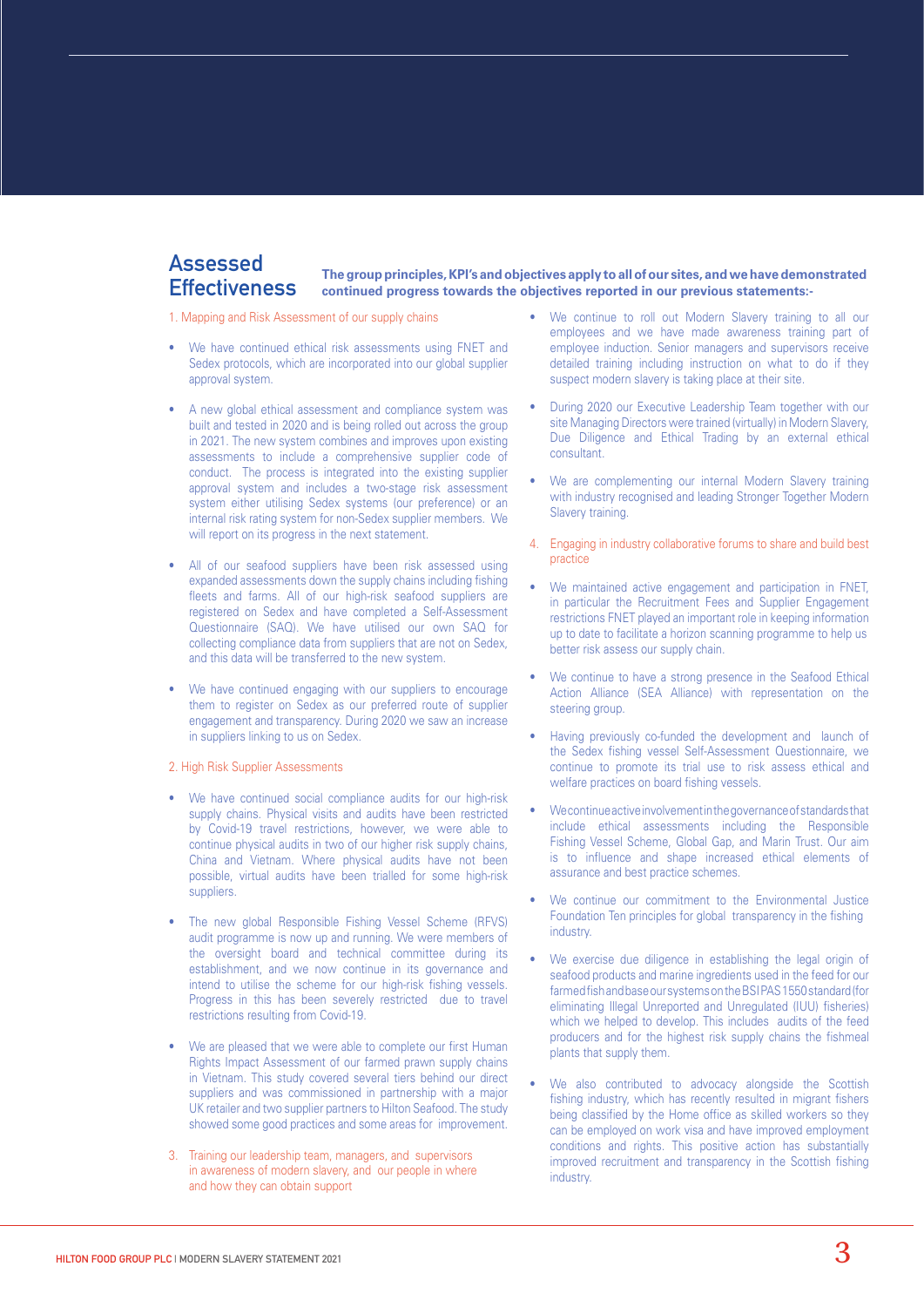## Assessed Effectiveness

**The group principles, KPI's and objectives apply to all of our sites, and we have demonstrated continued progress towards the objectives reported in our previous statements:-**

1. Mapping and Risk Assessment of our supply chains

- We have continued ethical risk assessments using FNET and Sedex protocols, which are incorporated into our global supplier approval system.
- A new global ethical assessment and compliance system was built and tested in 2020 and is being rolled out across the group in 2021. The new system combines and improves upon existing assessments to include a comprehensive supplier code of conduct. The process is integrated into the existing supplier approval system and includes a two-stage risk assessment system either utilising Sedex systems (our preference) or an internal risk rating system for non-Sedex supplier members. We will report on its progress in the next statement.
- All of our seafood suppliers have been risk assessed using expanded assessments down the supply chains including fishing fleets and farms. All of our high-risk seafood suppliers are registered on Sedex and have completed a Self-Assessment Questionnaire (SAQ). We have utilised our own SAQ for collecting compliance data from suppliers that are not on Sedex, and this data will be transferred to the new system.
- We have continued engaging with our suppliers to encourage them to register on Sedex as our preferred route of supplier engagement and transparency. During 2020 we saw an increase in suppliers linking to us on Sedex.

2. High Risk Supplier Assessments

- We have continued social compliance audits for our high-risk supply chains. Physical visits and audits have been restricted by Covid-19 travel restrictions, however, we were able to continue physical audits in two of our higher risk supply chains, China and Vietnam. Where physical audits have not been possible, virtual audits have been trialled for some high-risk suppliers.
- The new global Responsible Fishing Vessel Scheme (RFVS) audit programme is now up and running. We were members of the oversight board and technical committee during its establishment, and we now continue in its governance and intend to utilise the scheme for our high-risk fishing vessels. Progress in this has been severely restricted due to travel restrictions resulting from Covid-19.
- We are pleased that we were able to complete our first Human Rights Impact Assessment of our farmed prawn supply chains in Vietnam. This study covered several tiers behind our direct suppliers and was commissioned in partnership with a major UK retailer and two supplier partners to Hilton Seafood. The study showed some good practices and some areas for improvement.

3. Training our leadership team, managers, and supervisors in awareness of modern slavery, and our people in where and how they can obtain support

- We continue to roll out Modern Slavery training to all our employees and we have made awareness training part of employee induction. Senior managers and supervisors receive detailed training including instruction on what to do if they suspect modern slavery is taking place at their site.
- During 2020 our Executive Leadership Team together with our site Managing Directors were trained (virtually) in Modern Slavery, Due Diligence and Ethical Trading by an external ethical consultant.
- We are complementing our internal Modern Slavery training with industry recognised and leading Stronger Together Modern Slavery training.

4. Engaging in industry collaborative forums to share and build best practice

- We maintained active engagement and participation in FNET, in particular the Recruitment Fees and Supplier Engagement restrictions FNET played an important role in keeping information up to date to facilitate a horizon scanning programme to help us better risk assess our supply chain.
- We continue to have a strong presence in the Seafood Ethical Action Alliance (SEA Alliance) with representation on the steering group.
- Having previously co-funded the development and launch of the Sedex fishing vessel Self-Assessment Questionnaire, we continue to promote its trial use to risk assess ethical and welfare practices on board fishing vessels.
- We continue active involvement in the governance of standards that include ethical assessments including the Responsible Fishing Vessel Scheme, Global Gap, and Marin Trust. Our aim is to influence and shape increased ethical elements of assurance and best practice schemes.
- We continue our commitment to the Environmental Justice Foundation Ten principles for global transparency in the fishing industry.
- We exercise due diligence in establishing the legal origin of seafood products and marine ingredients used in the feed for our farmed fish and base our systems on the BSI PAS 1550 standard (for eliminating Illegal Unreported and Unregulated (IUU) fisheries) which we helped to develop. This includes audits of the feed producers and for the highest risk supply chains the fishmeal plants that supply them.
- We also contributed to advocacy alongside the Scottish fishing industry, which has recently resulted in migrant fishers being classified by the Home office as skilled workers so they can be employed on work visa and have improved employment conditions and rights. This positive action has substantially improved recruitment and transparency in the Scottish fishing industry.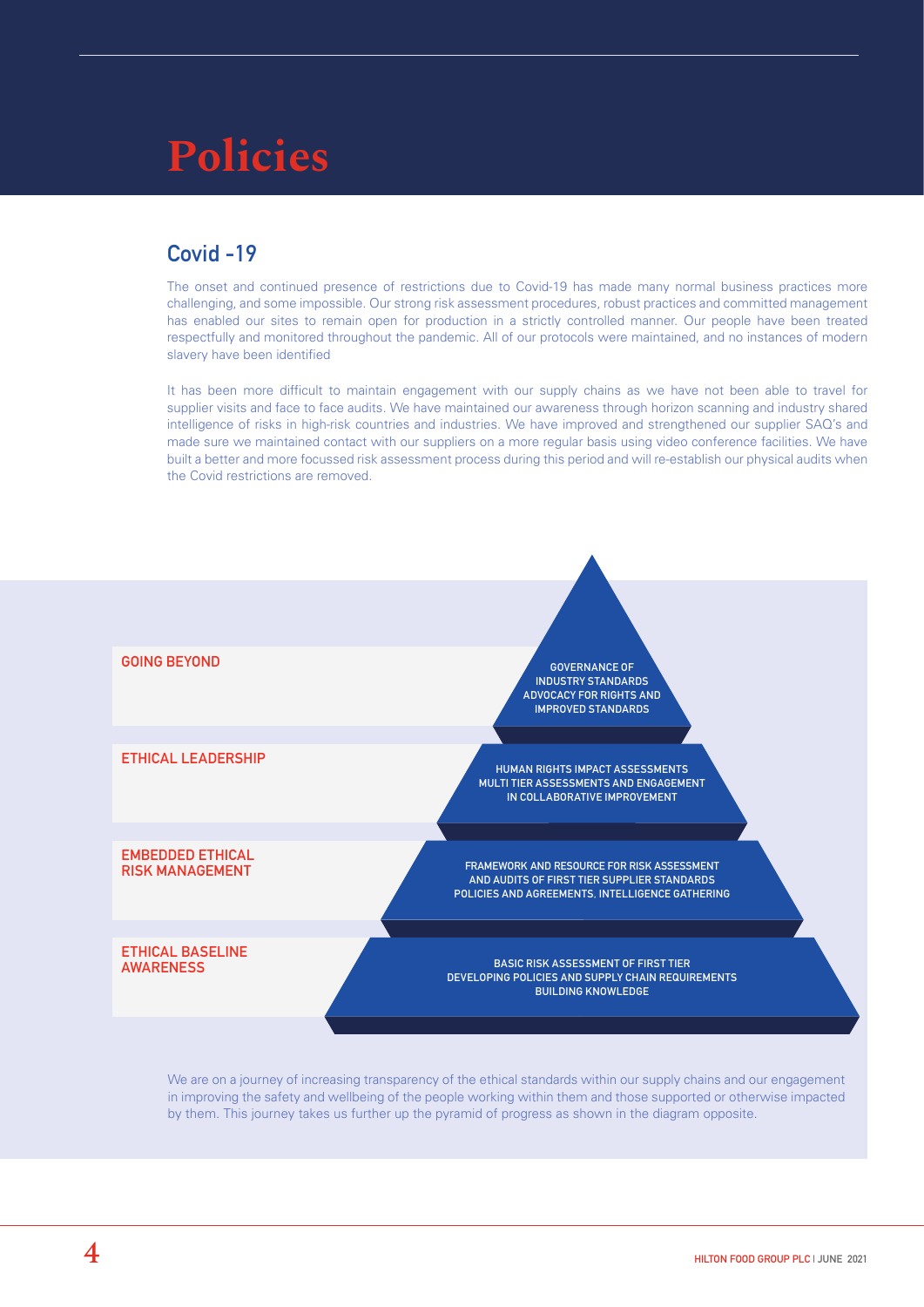# Policies

## Covid -19

The onset and continued presence of restrictions due to Covid-19 has made many normal business practices more challenging, and some impossible. Our strong risk assessment procedures, robust practices and committed management has enabled our sites to remain open for production in a strictly controlled manner. Our people have been treated respectfully and monitored throughout the pandemic. All of our protocols were maintained, and no instances of modern slavery have been identified

It has been more difficult to maintain engagement with our supply chains as we have not been able to travel for supplier visits and face to face audits. We have maintained our awareness through horizon scanning and industry shared intelligence of risks in high-risk countries and industries. We have improved and strengthened our supplier SAQ's and made sure we maintained contact with our suppliers on a more regular basis using video conference facilities. We have built a better and more focussed risk assessment process during this period and will re-establish our physical audits when the Covid restrictions are removed.

| Level | Description |
| --- | --- |
| GOING BEYOND | GOVERNANCE OF INDUSTRY STANDARDS ADVOCACY FOR RIGHTS AND IMPROVED STANDARDS |
| ETHICAL LEADERSHIP | HUMAN RIGHTS IMPACT ASSESSMENTS MULTI TIER ASSESSMENTS AND ENGAGEMENT IN COLLABORATIVE IMPROVEMENT |
| EMBEDDED ETHICAL RISK MANAGEMENT | FRAMEWORK AND RESOURCE FOR RISK ASSESSMENT AND AUDITS OF FIRST TIER SUPPLIER STANDARDS POLICIES AND AGREEMENTS, INTELLIGENCE GATHERING |
| ETHICAL BASELINE AWARENESS | BASIC RISK ASSESSMENT OF FIRST TIER DEVELOPING POLICIES AND SUPPLY CHAIN REQUIREMENTS BUILDING KNOWLEDGE |

We are on a journey of increasing transparency of the ethical standards within our supply chains and our engagement in improving the safety and wellbeing of the people working within them and those supported or otherwise impacted by them. This journey takes us further up the pyramid of progress as shown in the diagram opposite.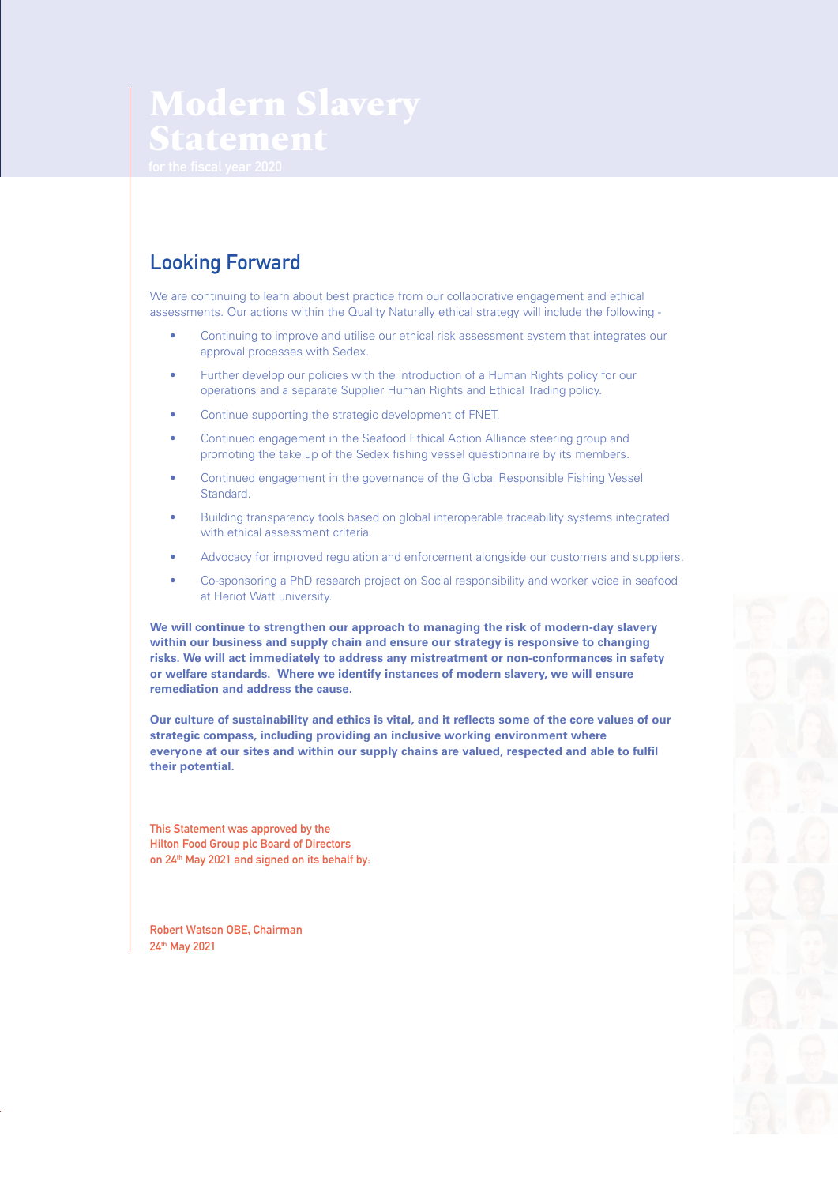# Modern Slavery Statement

for the fiscal year 2020

## Looking Forward

We are continuing to learn about best practice from our collaborative engagement and ethical assessments. Our actions within the Quality Naturally ethical strategy will include the following -

- Continuing to improve and utilise our ethical risk assessment system that integrates our approval processes with Sedex.
- Further develop our policies with the introduction of a Human Rights policy for our operations and a separate Supplier Human Rights and Ethical Trading policy.
- Continue supporting the strategic development of FNET.
- Continued engagement in the Seafood Ethical Action Alliance steering group and promoting the take up of the Sedex fishing vessel questionnaire by its members.
- Continued engagement in the governance of the Global Responsible Fishing Vessel Standard.
- Building transparency tools based on global interoperable traceability systems integrated with ethical assessment criteria.
- Advocacy for improved regulation and enforcement alongside our customers and suppliers.
- Co-sponsoring a PhD research project on Social responsibility and worker voice in seafood at Heriot Watt university.

**We will continue to strengthen our approach to managing the risk of modern-day slavery within our business and supply chain and ensure our strategy is responsive to changing risks. We will act immediately to address any mistreatment or non-conformances in safety or welfare standards. Where we identify instances of modern slavery, we will ensure remediation and address the cause.**

**Our culture of sustainability and ethics is vital, and it reflects some of the core values of our strategic compass, including providing an inclusive working environment where everyone at our sites and within our supply chains are valued, respected and able to fulfil their potential.**

This Statement was approved by the Hilton Food Group plc Board of Directors on 24th May 2021 and signed on its behalf by:

Robert Watson OBE, Chairman
24th May 2021